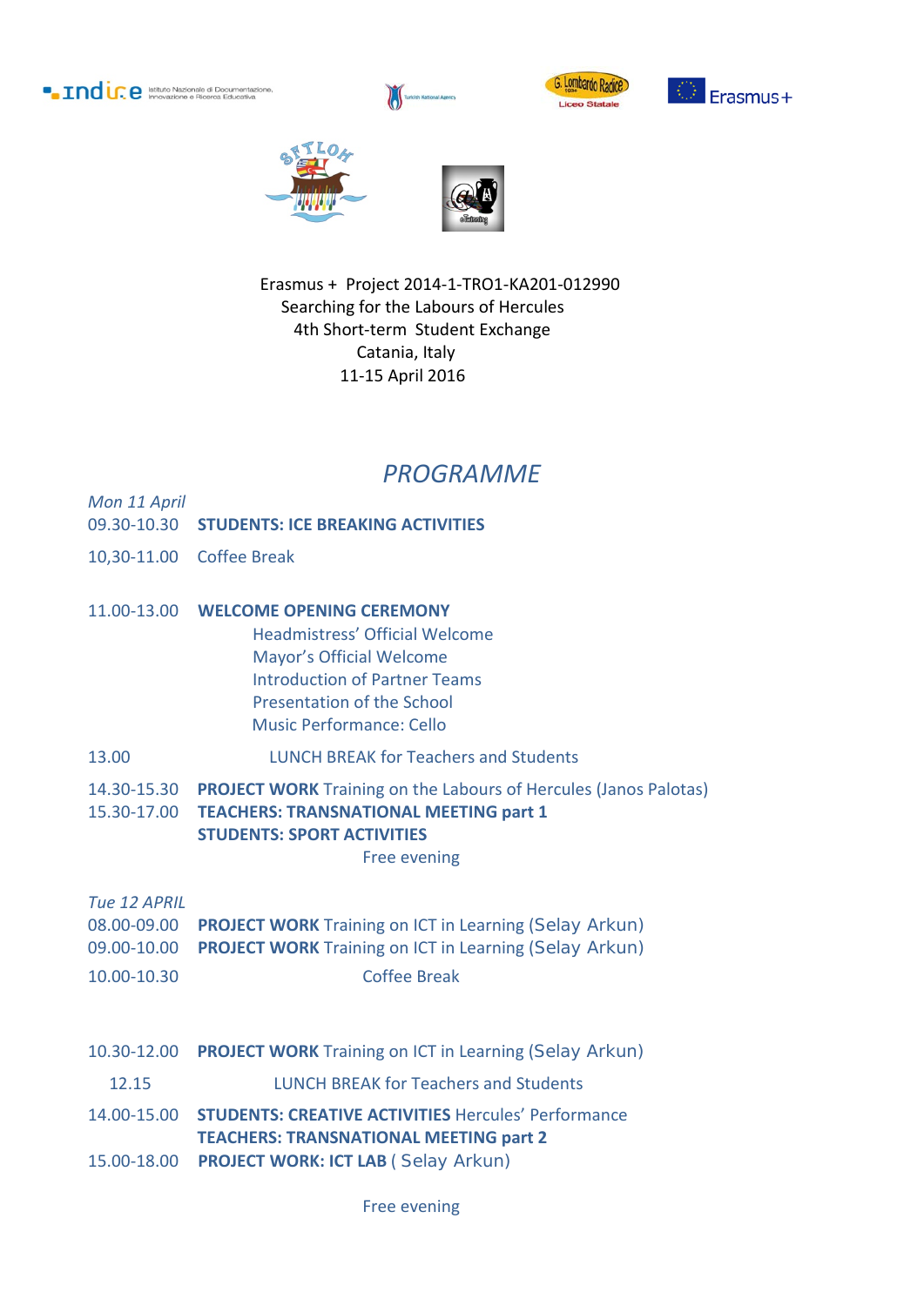Erasmus + Project 2014-1-TRO1-KA201-012990
Searching for the Labours of Hercules
4th Short-term Student Exchange
Catania, Italy
11-15 April 2016

# *PROGRAMME*

*Mon 11 April*

09.30-10.30 **STUDENTS: ICE BREAKING ACTIVITIES**

10,30-11.00 Coffee Break

11.00-13.00 **WELCOME OPENING CEREMONY**
- Headmistress' Official Welcome
- Mayor's Official Welcome
- Introduction of Partner Teams
- Presentation of the School
- Music Performance: Cello

13.00 LUNCH BREAK for Teachers and Students

14.30-15.30 **PROJECT WORK** Training on the Labours of Hercules (Janos Palotas)

15.30-17.00 **TEACHERS: TRANSNATIONAL MEETING part 1**
**STUDENTS: SPORT ACTIVITIES**

Free evening

*Tue 12 APRIL*

08.00-09.00 **PROJECT WORK** Training on ICT in Learning (Selay Arkun)

09.00-10.00 **PROJECT WORK** Training on ICT in Learning (Selay Arkun)

10.00-10.30 Coffee Break

10.30-12.00 **PROJECT WORK** Training on ICT in Learning (Selay Arkun)

12.15 LUNCH BREAK for Teachers and Students

14.00-15.00 **STUDENTS: CREATIVE ACTIVITIES** Hercules' Performance
**TEACHERS: TRANSNATIONAL MEETING part 2**

15.00-18.00 **PROJECT WORK: ICT LAB** ( Selay Arkun)

Free evening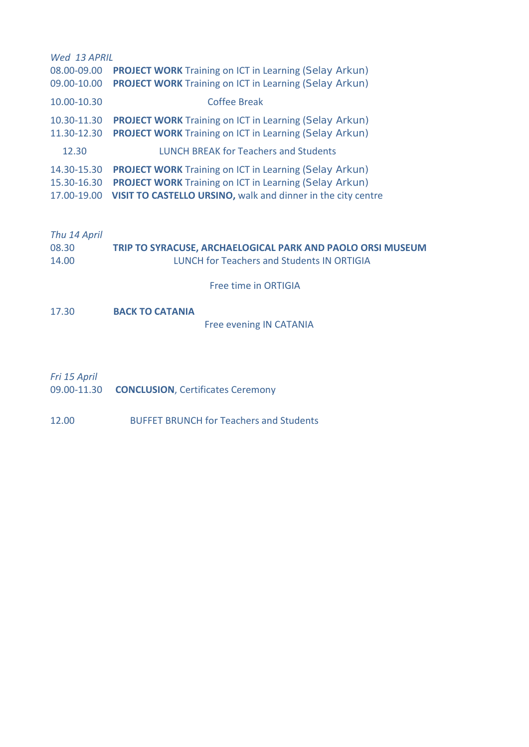*Wed 13 APRIL*

08.00-09.00 **PROJECT WORK** Training on ICT in Learning (Selay Arkun)
09.00-10.00 **PROJECT WORK** Training on ICT in Learning (Selay Arkun)

10.00-10.30 Coffee Break

10.30-11.30 **PROJECT WORK** Training on ICT in Learning (Selay Arkun)
11.30-12.30 **PROJECT WORK** Training on ICT in Learning (Selay Arkun)

12.30 LUNCH BREAK for Teachers and Students

14.30-15.30 **PROJECT WORK** Training on ICT in Learning (Selay Arkun)
15.30-16.30 **PROJECT WORK** Training on ICT in Learning (Selay Arkun)
17.00-19.00 **VISIT TO CASTELLO URSINO,** walk and dinner in the city centre

*Thu 14 April*

08.30 **TRIP TO SYRACUSE, ARCHAELOGICAL PARK AND PAOLO ORSI MUSEUM**
14.00 LUNCH for Teachers and Students IN ORTIGIA

Free time in ORTIGIA

17.30 **BACK TO CATANIA**

Free evening IN CATANIA

*Fri 15 April*

09.00-11.30 **CONCLUSION**, Certificates Ceremony

12.00 BUFFET BRUNCH for Teachers and Students